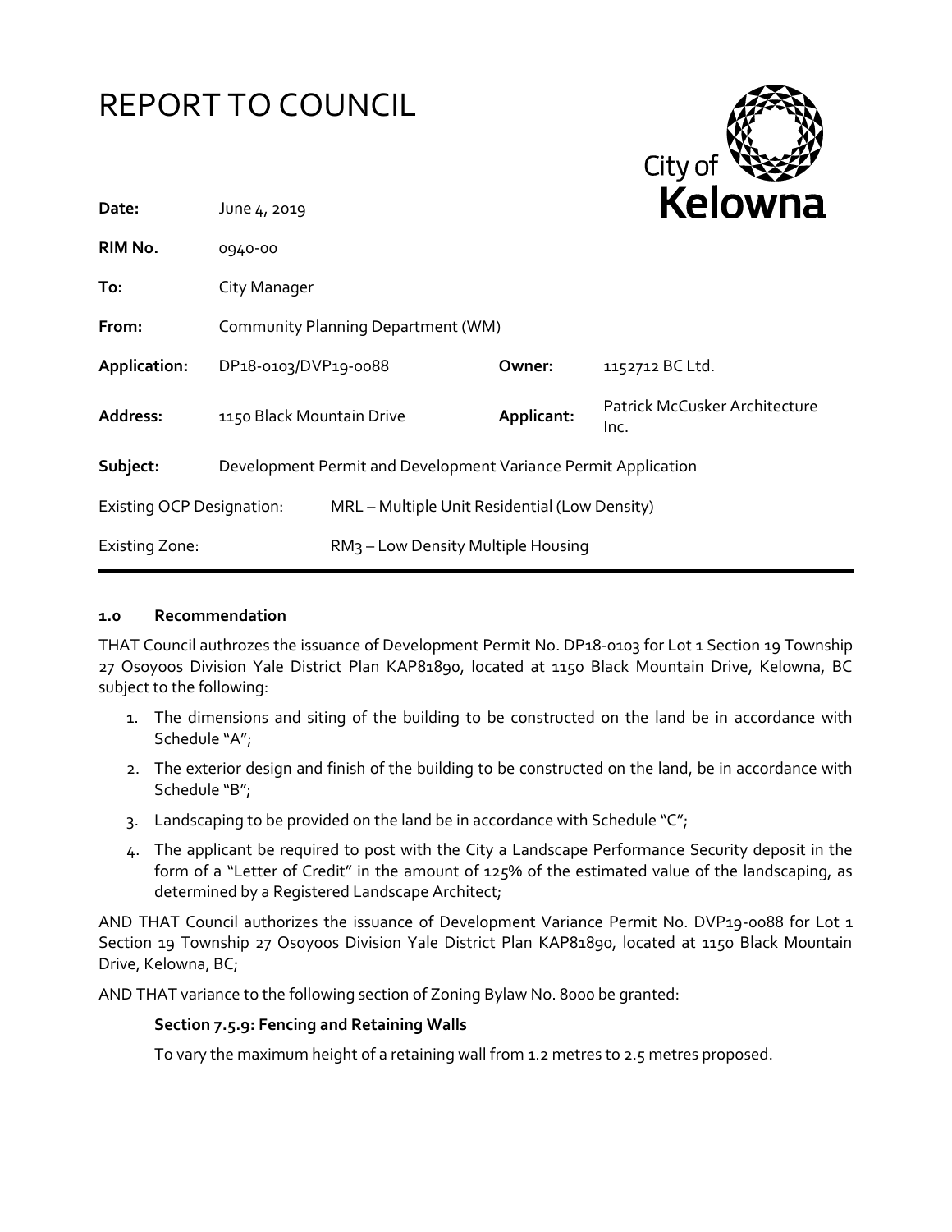# REPORT TO COUNCIL

City of **Kelowna**

| | | | |
|---|---|---|---|
| **Date:** | June 4, 2019 | | |
| **RIM No.** | 0940-00 | | |
| **To:** | City Manager | | |
| **From:** | Community Planning Department (WM) | | |
| **Application:** | DP18-0103/DVP19-0088 | **Owner:** | 1152712 BC Ltd. |
| **Address:** | 1150 Black Mountain Drive | **Applicant:** | Patrick McCusker Architecture Inc. |
| **Subject:** | Development Permit and Development Variance Permit Application | | |
| Existing OCP Designation: | MRL – Multiple Unit Residential (Low Density) | | |
| Existing Zone: | RM3 – Low Density Multiple Housing | | |

### 1.0 Recommendation

THAT Council authrozes the issuance of Development Permit No. DP18-0103 for Lot 1 Section 19 Township 27 Osoyoos Division Yale District Plan KAP81890, located at 1150 Black Mountain Drive, Kelowna, BC subject to the following:

1. The dimensions and siting of the building to be constructed on the land be in accordance with Schedule "A";
2. The exterior design and finish of the building to be constructed on the land, be in accordance with Schedule "B";
3. Landscaping to be provided on the land be in accordance with Schedule "C";
4. The applicant be required to post with the City a Landscape Performance Security deposit in the form of a "Letter of Credit" in the amount of 125% of the estimated value of the landscaping, as determined by a Registered Landscape Architect;

AND THAT Council authorizes the issuance of Development Variance Permit No. DVP19-0088 for Lot 1 Section 19 Township 27 Osoyoos Division Yale District Plan KAP81890, located at 1150 Black Mountain Drive, Kelowna, BC;

AND THAT variance to the following section of Zoning Bylaw No. 8000 be granted:

**Section 7.5.9: Fencing and Retaining Walls**

To vary the maximum height of a retaining wall from 1.2 metres to 2.5 metres proposed.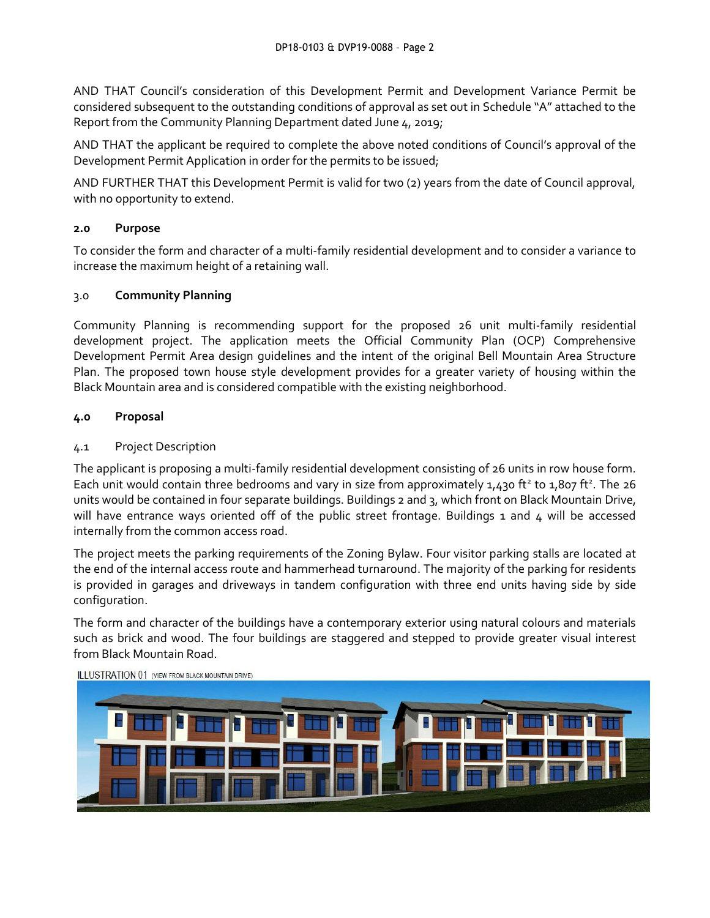AND THAT Council's consideration of this Development Permit and Development Variance Permit be considered subsequent to the outstanding conditions of approval as set out in Schedule "A" attached to the Report from the Community Planning Department dated June 4, 2019;

AND THAT the applicant be required to complete the above noted conditions of Council's approval of the Development Permit Application in order for the permits to be issued;

AND FURTHER THAT this Development Permit is valid for two (2) years from the date of Council approval, with no opportunity to extend.

## 2.0 Purpose

To consider the form and character of a multi-family residential development and to consider a variance to increase the maximum height of a retaining wall.

## 3.0 Community Planning

Community Planning is recommending support for the proposed 26 unit multi-family residential development project. The application meets the Official Community Plan (OCP) Comprehensive Development Permit Area design guidelines and the intent of the original Bell Mountain Area Structure Plan. The proposed town house style development provides for a greater variety of housing within the Black Mountain area and is considered compatible with the existing neighborhood.

## 4.0 Proposal

### 4.1 Project Description

The applicant is proposing a multi-family residential development consisting of 26 units in row house form. Each unit would contain three bedrooms and vary in size from approximately 1,430 $ft^2$ to 1,807 $ft^2$. The 26 units would be contained in four separate buildings. Buildings 2 and 3, which front on Black Mountain Drive, will have entrance ways oriented off of the public street frontage. Buildings 1 and 4 will be accessed internally from the common access road.

The project meets the parking requirements of the Zoning Bylaw. Four visitor parking stalls are located at the end of the internal access route and hammerhead turnaround. The majority of the parking for residents is provided in garages and driveways in tandem configuration with three end units having side by side configuration.

The form and character of the buildings have a contemporary exterior using natural colours and materials such as brick and wood. The four buildings are staggered and stepped to provide greater visual interest from Black Mountain Road.

ILLUSTRATION 01 (VIEW FROM BLACK MOUNTAIN DRIVE)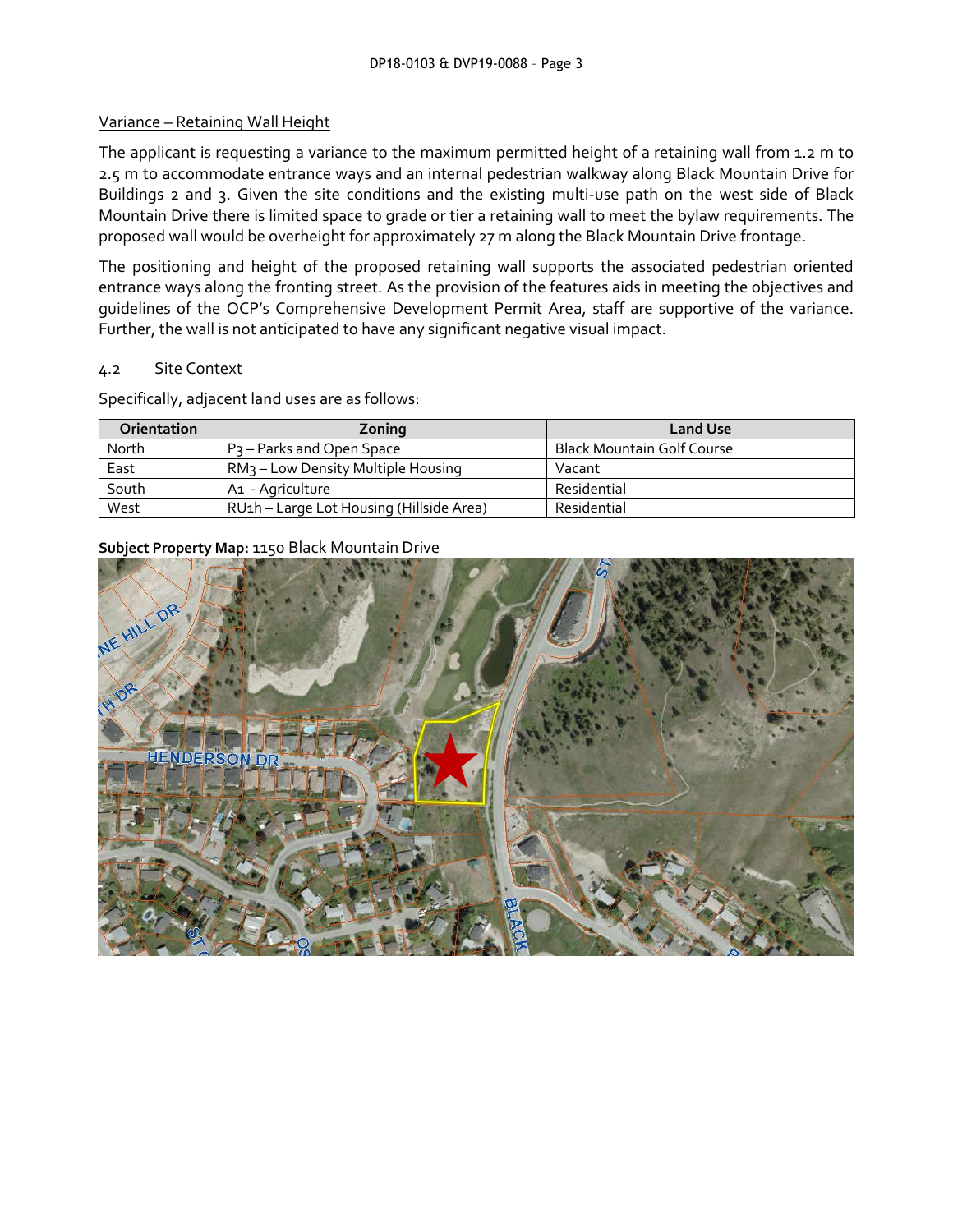Variance – Retaining Wall Height

The applicant is requesting a variance to the maximum permitted height of a retaining wall from 1.2 m to 2.5 m to accommodate entrance ways and an internal pedestrian walkway along Black Mountain Drive for Buildings 2 and 3. Given the site conditions and the existing multi-use path on the west side of Black Mountain Drive there is limited space to grade or tier a retaining wall to meet the bylaw requirements. The proposed wall would be overheight for approximately 27 m along the Black Mountain Drive frontage.

The positioning and height of the proposed retaining wall supports the associated pedestrian oriented entrance ways along the fronting street. As the provision of the features aids in meeting the objectives and guidelines of the OCP's Comprehensive Development Permit Area, staff are supportive of the variance. Further, the wall is not anticipated to have any significant negative visual impact.

## 4.2 Site Context

Specifically, adjacent land uses are as follows:

| Orientation | Zoning | Land Use |
|---|---|---|
| North | P3 – Parks and Open Space | Black Mountain Golf Course |
| East | RM3 – Low Density Multiple Housing | Vacant |
| South | A1 - Agriculture | Residential |
| West | RU1h – Large Lot Housing (Hillside Area) | Residential |

**Subject Property Map:** 1150 Black Mountain Drive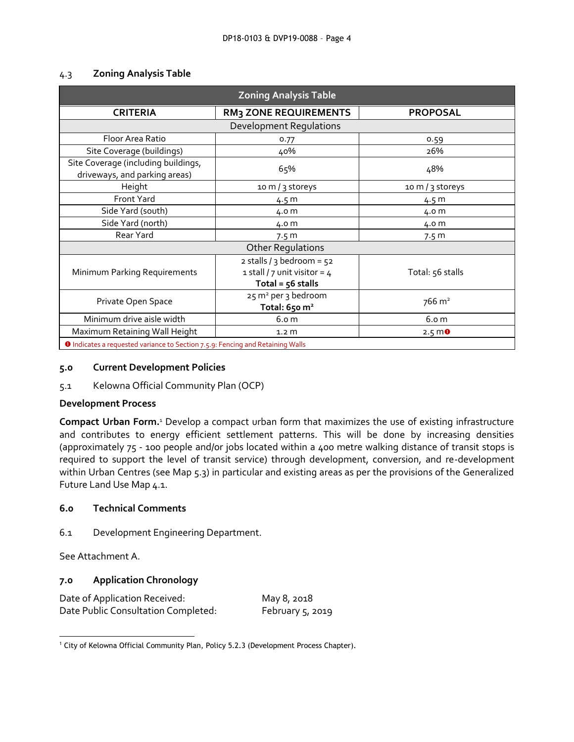### 4.3 Zoning Analysis Table

| Zoning Analysis Table | | |
|---|---|---|
| **CRITERIA** | **RM3 ZONE REQUIREMENTS** | **PROPOSAL** |
| Development Regulations | | |
| Floor Area Ratio | 0.77 | 0.59 |
| Site Coverage (buildings) | 40% | 26% |
| Site Coverage (including buildings, driveways, and parking areas) | 65% | 48% |
| Height | 10 m / 3 storeys | 10 m / 3 storeys |
| Front Yard | 4.5 m | 4.5 m |
| Side Yard (south) | 4.0 m | 4.0 m |
| Side Yard (north) | 4.0 m | 4.0 m |
| Rear Yard | 7.5 m | 7.5 m |
| Other Regulations | | |
| Minimum Parking Requirements | 2 stalls / 3 bedroom = 52<br>1 stall / 7 unit visitor = 4<br>**Total = 56 stalls** | Total: 56 stalls |
| Private Open Space | 25 m² per 3 bedroom<br>**Total: 650 m²** | 766 m² |
| Minimum drive aisle width | 6.0 m | 6.0 m |
| Maximum Retaining Wall Height | 1.2 m | 2.5 m ❶ |

❶ Indicates a requested variance to Section 7.5.9: Fencing and Retaining Walls

### 5.0 Current Development Policies

5.1 Kelowna Official Community Plan (OCP)

**Development Process**

**Compact Urban Form.**[1] Develop a compact urban form that maximizes the use of existing infrastructure and contributes to energy efficient settlement patterns. This will be done by increasing densities (approximately 75 - 100 people and/or jobs located within a 400 metre walking distance of transit stops is required to support the level of transit service) through development, conversion, and re-development within Urban Centres (see Map 5.3) in particular and existing areas as per the provisions of the Generalized Future Land Use Map 4.1.

### 6.0 Technical Comments

6.1 Development Engineering Department.

See Attachment A.

### 7.0 Application Chronology

Date of Application Received: May 8, 2018
Date Public Consultation Completed: February 5, 2019

[1] City of Kelowna Official Community Plan, Policy 5.2.3 (Development Process Chapter).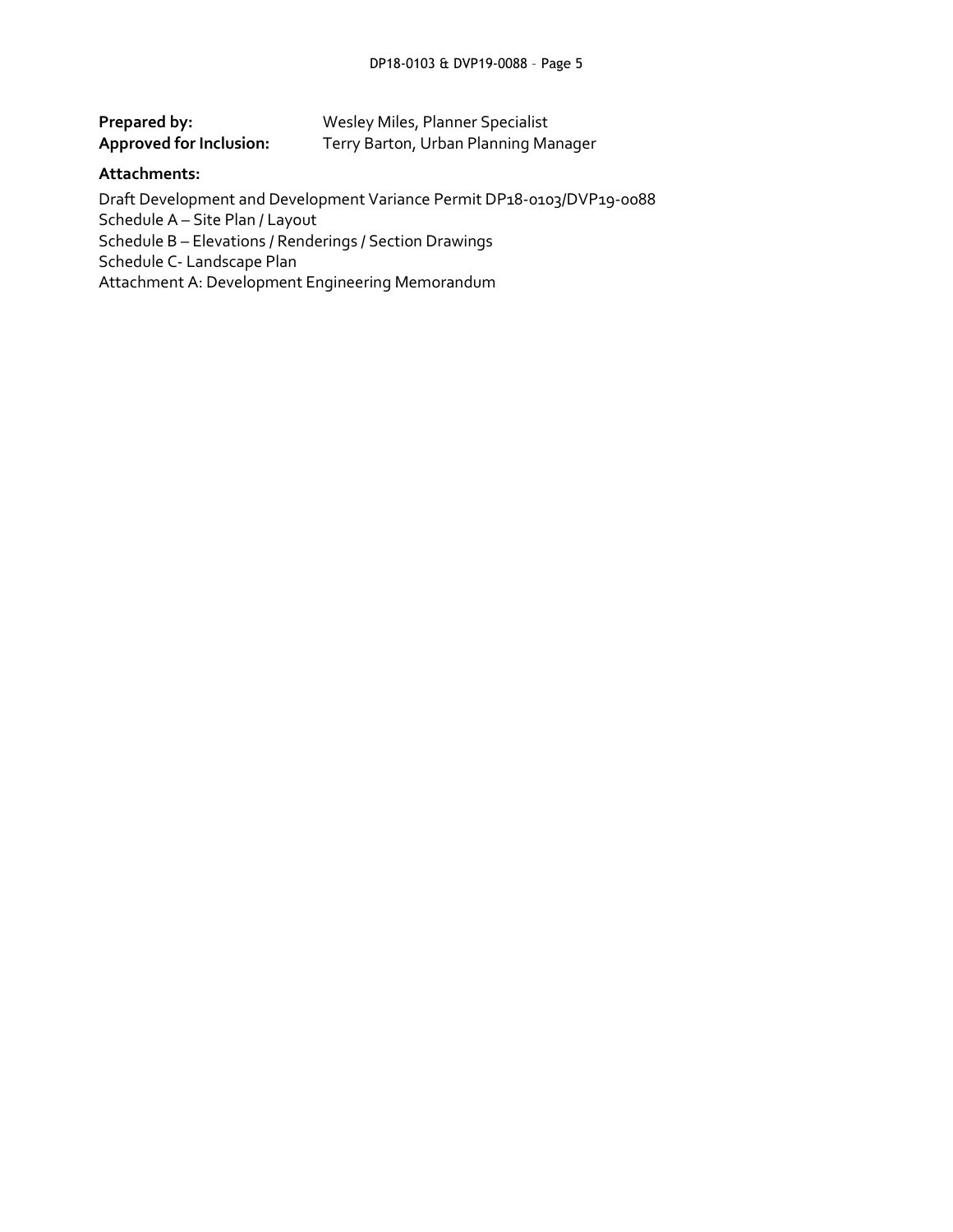**Prepared by:** Wesley Miles, Planner Specialist
**Approved for Inclusion:** Terry Barton, Urban Planning Manager

**Attachments:**

Draft Development and Development Variance Permit DP18-0103/DVP19-0088
Schedule A – Site Plan / Layout
Schedule B – Elevations / Renderings / Section Drawings
Schedule C- Landscape Plan
Attachment A: Development Engineering Memorandum